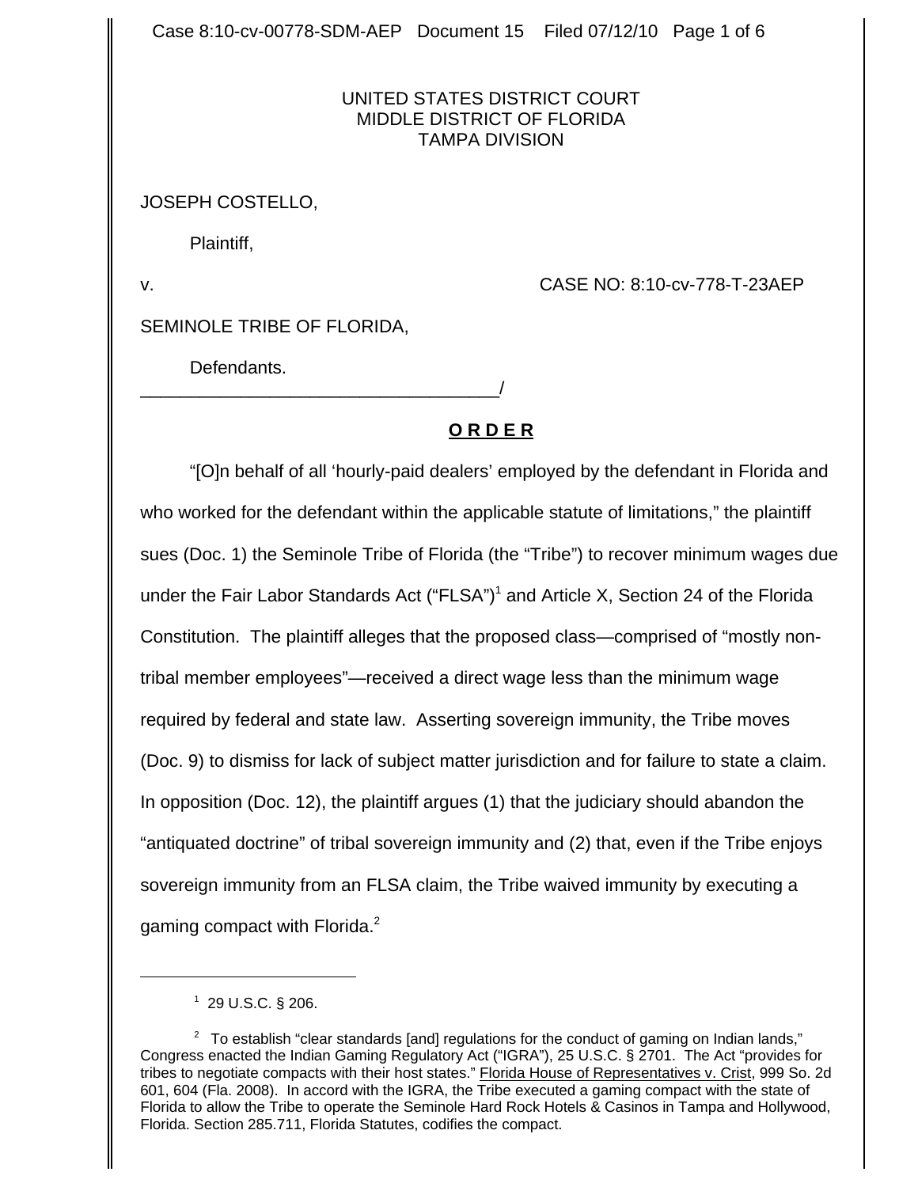UNITED STATES DISTRICT COURT
MIDDLE DISTRICT OF FLORIDA
TAMPA DIVISION

JOSEPH COSTELLO,

Plaintiff,

v. CASE NO: 8:10-cv-778-T-23AEP

SEMINOLE TRIBE OF FLORIDA,

Defendants.
_____________________________________/

## O R D E R

"[O]n behalf of all 'hourly-paid dealers' employed by the defendant in Florida and who worked for the defendant within the applicable statute of limitations," the plaintiff sues (Doc. 1) the Seminole Tribe of Florida (the "Tribe") to recover minimum wages due under the Fair Labor Standards Act ("FLSA")[1] and Article X, Section 24 of the Florida Constitution. The plaintiff alleges that the proposed class—comprised of "mostly non-tribal member employees"—received a direct wage less than the minimum wage required by federal and state law. Asserting sovereign immunity, the Tribe moves (Doc. 9) to dismiss for lack of subject matter jurisdiction and for failure to state a claim. In opposition (Doc. 12), the plaintiff argues (1) that the judiciary should abandon the "antiquated doctrine" of tribal sovereign immunity and (2) that, even if the Tribe enjoys sovereign immunity from an FLSA claim, the Tribe waived immunity by executing a gaming compact with Florida.[2]

---

[1] 29 U.S.C. § 206.

[2] To establish "clear standards [and] regulations for the conduct of gaming on Indian lands," Congress enacted the Indian Gaming Regulatory Act ("IGRA"), 25 U.S.C. § 2701. The Act "provides for tribes to negotiate compacts with their host states." Florida House of Representatives v. Crist, 999 So. 2d 601, 604 (Fla. 2008). In accord with the IGRA, the Tribe executed a gaming compact with the state of Florida to allow the Tribe to operate the Seminole Hard Rock Hotels & Casinos in Tampa and Hollywood, Florida. Section 285.711, Florida Statutes, codifies the compact.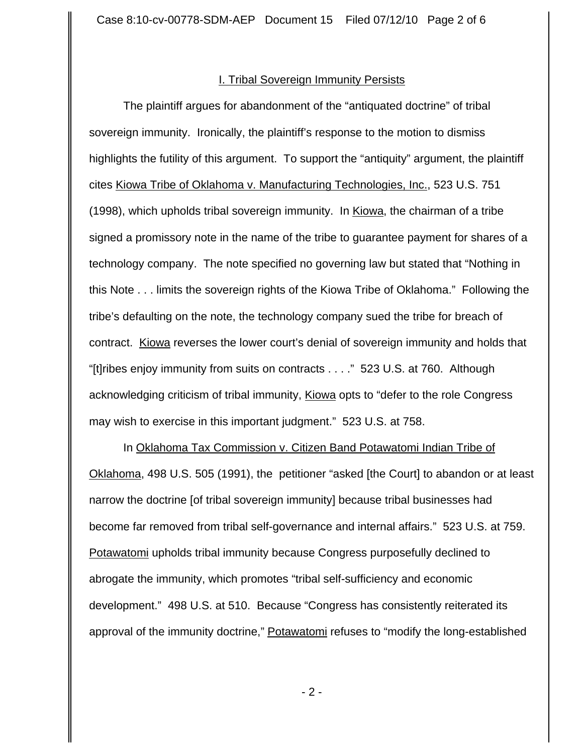## I. Tribal Sovereign Immunity Persists

The plaintiff argues for abandonment of the "antiquated doctrine" of tribal sovereign immunity. Ironically, the plaintiff's response to the motion to dismiss highlights the futility of this argument. To support the "antiquity" argument, the plaintiff cites Kiowa Tribe of Oklahoma v. Manufacturing Technologies, Inc., 523 U.S. 751 (1998), which upholds tribal sovereign immunity. In Kiowa, the chairman of a tribe signed a promissory note in the name of the tribe to guarantee payment for shares of a technology company. The note specified no governing law but stated that "Nothing in this Note . . . limits the sovereign rights of the Kiowa Tribe of Oklahoma." Following the tribe's defaulting on the note, the technology company sued the tribe for breach of contract. Kiowa reverses the lower court's denial of sovereign immunity and holds that "[t]ribes enjoy immunity from suits on contracts . . . ." 523 U.S. at 760. Although acknowledging criticism of tribal immunity, Kiowa opts to "defer to the role Congress may wish to exercise in this important judgment." 523 U.S. at 758.

In Oklahoma Tax Commission v. Citizen Band Potawatomi Indian Tribe of Oklahoma, 498 U.S. 505 (1991), the petitioner "asked [the Court] to abandon or at least narrow the doctrine [of tribal sovereign immunity] because tribal businesses had become far removed from tribal self-governance and internal affairs." 523 U.S. at 759. Potawatomi upholds tribal immunity because Congress purposefully declined to abrogate the immunity, which promotes "tribal self-sufficiency and economic development." 498 U.S. at 510. Because "Congress has consistently reiterated its approval of the immunity doctrine," Potawatomi refuses to "modify the long-established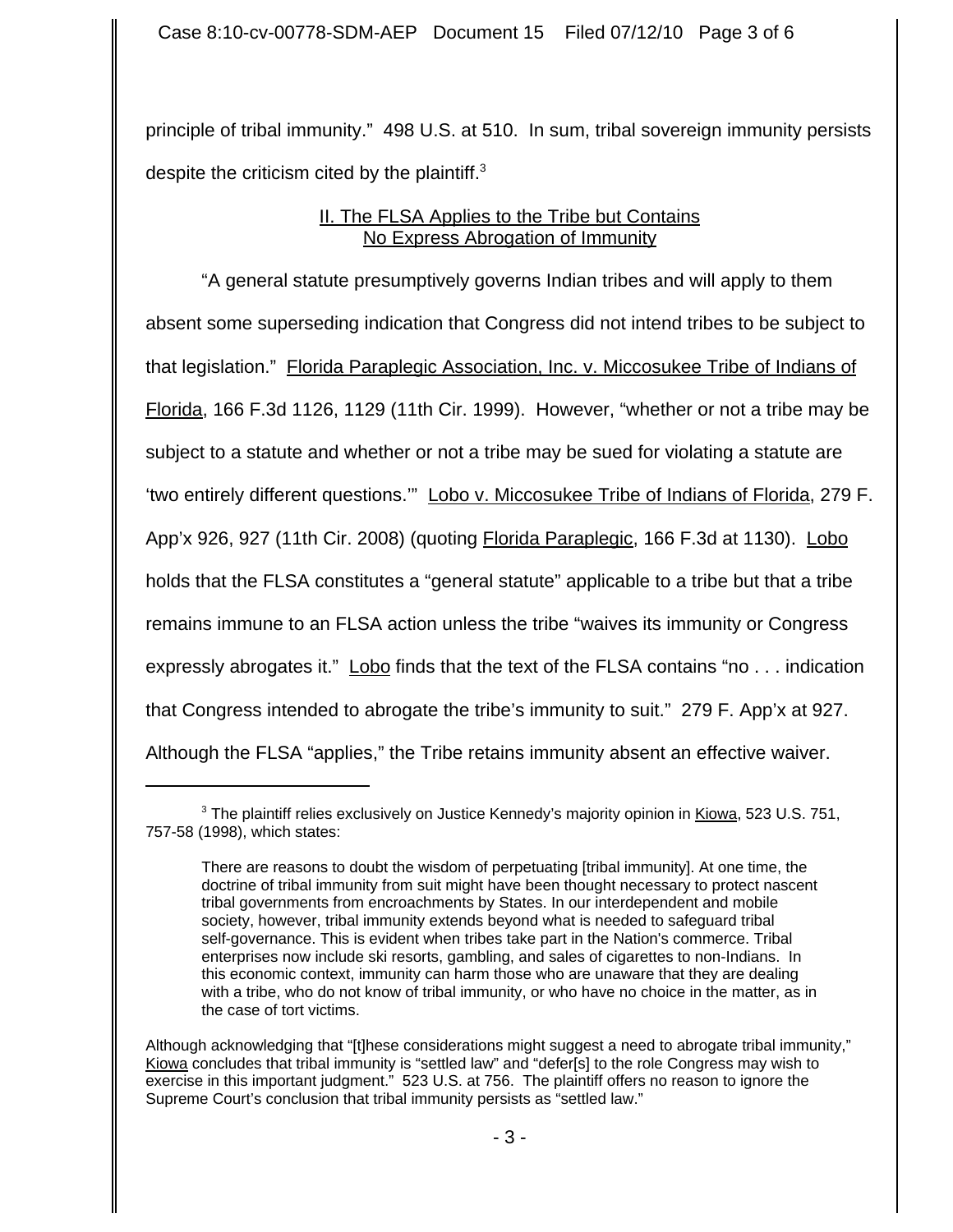principle of tribal immunity." 498 U.S. at 510. In sum, tribal sovereign immunity persists despite the criticism cited by the plaintiff.[3]

## II. The FLSA Applies to the Tribe but Contains No Express Abrogation of Immunity

"A general statute presumptively governs Indian tribes and will apply to them absent some superseding indication that Congress did not intend tribes to be subject to that legislation." Florida Paraplegic Association, Inc. v. Miccosukee Tribe of Indians of Florida, 166 F.3d 1126, 1129 (11th Cir. 1999). However, "whether or not a tribe may be subject to a statute and whether or not a tribe may be sued for violating a statute are 'two entirely different questions.'" Lobo v. Miccosukee Tribe of Indians of Florida, 279 F. App'x 926, 927 (11th Cir. 2008) (quoting Florida Paraplegic, 166 F.3d at 1130). Lobo holds that the FLSA constitutes a "general statute" applicable to a tribe but that a tribe remains immune to an FLSA action unless the tribe "waives its immunity or Congress expressly abrogates it." Lobo finds that the text of the FLSA contains "no . . . indication that Congress intended to abrogate the tribe's immunity to suit." 279 F. App'x at 927. Although the FLSA "applies," the Tribe retains immunity absent an effective waiver.

---

[3] The plaintiff relies exclusively on Justice Kennedy's majority opinion in Kiowa, 523 U.S. 751, 757-58 (1998), which states:

> There are reasons to doubt the wisdom of perpetuating [tribal immunity]. At one time, the doctrine of tribal immunity from suit might have been thought necessary to protect nascent tribal governments from encroachments by States. In our interdependent and mobile society, however, tribal immunity extends beyond what is needed to safeguard tribal self-governance. This is evident when tribes take part in the Nation's commerce. Tribal enterprises now include ski resorts, gambling, and sales of cigarettes to non-Indians. In this economic context, immunity can harm those who are unaware that they are dealing with a tribe, who do not know of tribal immunity, or who have no choice in the matter, as in the case of tort victims.

Although acknowledging that "[t]hese considerations might suggest a need to abrogate tribal immunity," Kiowa concludes that tribal immunity is "settled law" and "defer[s] to the role Congress may wish to exercise in this important judgment." 523 U.S. at 756. The plaintiff offers no reason to ignore the Supreme Court's conclusion that tribal immunity persists as "settled law."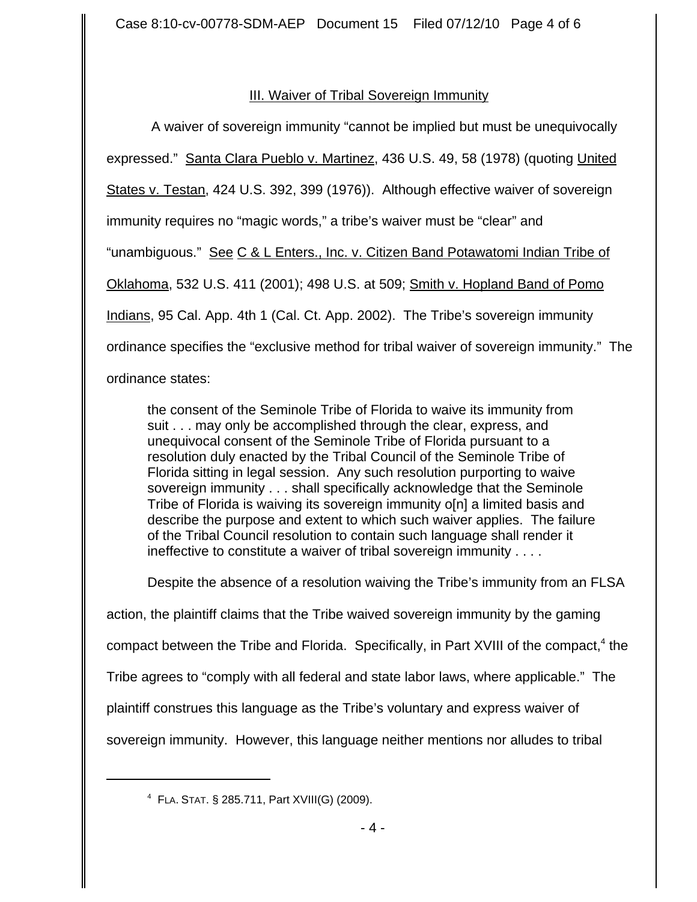## III. Waiver of Tribal Sovereign Immunity

A waiver of sovereign immunity "cannot be implied but must be unequivocally expressed." Santa Clara Pueblo v. Martinez, 436 U.S. 49, 58 (1978) (quoting United States v. Testan, 424 U.S. 392, 399 (1976)). Although effective waiver of sovereign immunity requires no "magic words," a tribe's waiver must be "clear" and "unambiguous." See C & L Enters., Inc. v. Citizen Band Potawatomi Indian Tribe of Oklahoma, 532 U.S. 411 (2001); 498 U.S. at 509; Smith v. Hopland Band of Pomo Indians, 95 Cal. App. 4th 1 (Cal. Ct. App. 2002). The Tribe's sovereign immunity ordinance specifies the "exclusive method for tribal waiver of sovereign immunity." The ordinance states:

> the consent of the Seminole Tribe of Florida to waive its immunity from suit . . . may only be accomplished through the clear, express, and unequivocal consent of the Seminole Tribe of Florida pursuant to a resolution duly enacted by the Tribal Council of the Seminole Tribe of Florida sitting in legal session. Any such resolution purporting to waive sovereign immunity . . . shall specifically acknowledge that the Seminole Tribe of Florida is waiving its sovereign immunity o[n] a limited basis and describe the purpose and extent to which such waiver applies. The failure of the Tribal Council resolution to contain such language shall render it ineffective to constitute a waiver of tribal sovereign immunity . . . .

Despite the absence of a resolution waiving the Tribe's immunity from an FLSA action, the plaintiff claims that the Tribe waived sovereign immunity by the gaming compact between the Tribe and Florida. Specifically, in Part XVIII of the compact,[4] the Tribe agrees to "comply with all federal and state labor laws, where applicable." The plaintiff construes this language as the Tribe's voluntary and express waiver of sovereign immunity. However, this language neither mentions nor alludes to tribal

---

[4] FLA. STAT. § 285.711, Part XVIII(G) (2009).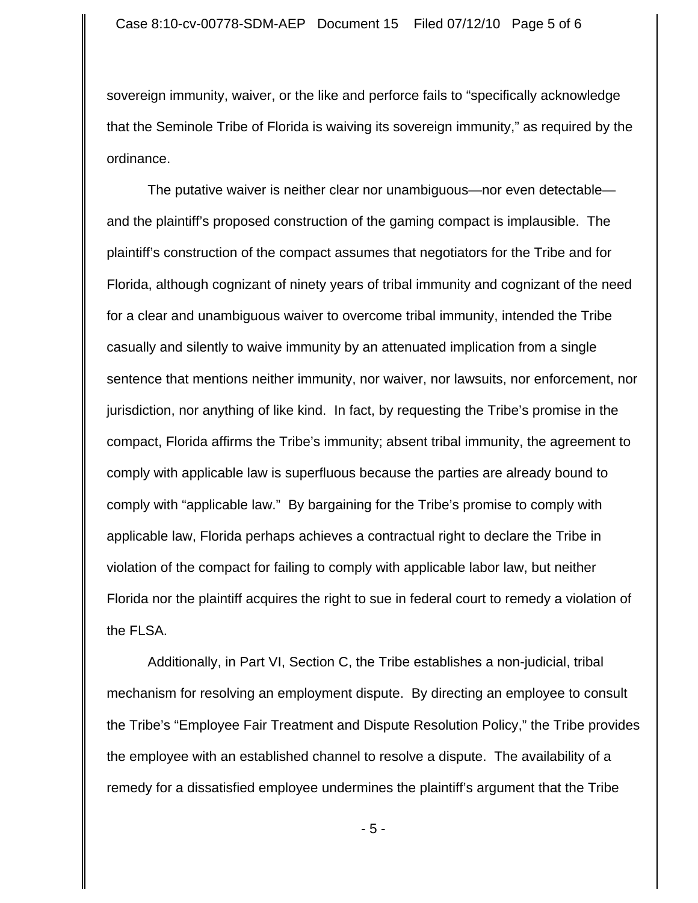sovereign immunity, waiver, or the like and perforce fails to "specifically acknowledge that the Seminole Tribe of Florida is waiving its sovereign immunity," as required by the ordinance.

The putative waiver is neither clear nor unambiguous—nor even detectable—and the plaintiff's proposed construction of the gaming compact is implausible. The plaintiff's construction of the compact assumes that negotiators for the Tribe and for Florida, although cognizant of ninety years of tribal immunity and cognizant of the need for a clear and unambiguous waiver to overcome tribal immunity, intended the Tribe casually and silently to waive immunity by an attenuated implication from a single sentence that mentions neither immunity, nor waiver, nor lawsuits, nor enforcement, nor jurisdiction, nor anything of like kind. In fact, by requesting the Tribe's promise in the compact, Florida affirms the Tribe's immunity; absent tribal immunity, the agreement to comply with applicable law is superfluous because the parties are already bound to comply with "applicable law." By bargaining for the Tribe's promise to comply with applicable law, Florida perhaps achieves a contractual right to declare the Tribe in violation of the compact for failing to comply with applicable labor law, but neither Florida nor the plaintiff acquires the right to sue in federal court to remedy a violation of the FLSA.

Additionally, in Part VI, Section C, the Tribe establishes a non-judicial, tribal mechanism for resolving an employment dispute. By directing an employee to consult the Tribe's "Employee Fair Treatment and Dispute Resolution Policy," the Tribe provides the employee with an established channel to resolve a dispute. The availability of a remedy for a dissatisfied employee undermines the plaintiff's argument that the Tribe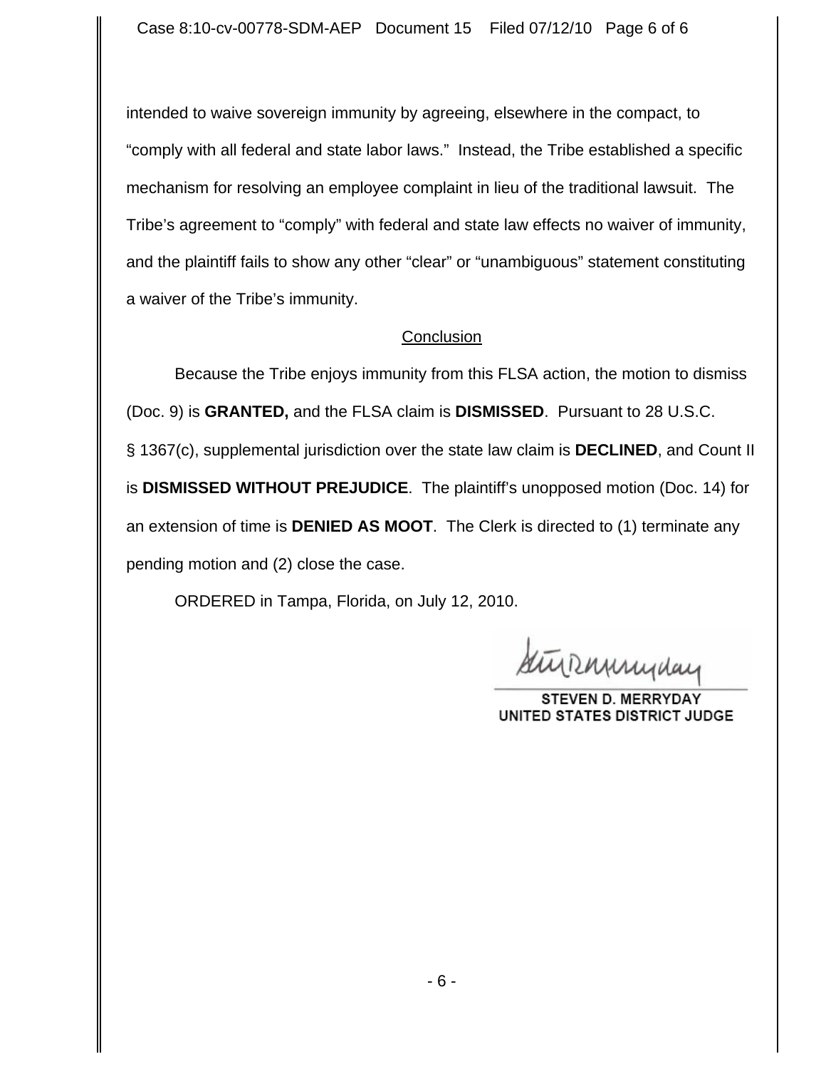intended to waive sovereign immunity by agreeing, elsewhere in the compact, to "comply with all federal and state labor laws." Instead, the Tribe established a specific mechanism for resolving an employee complaint in lieu of the traditional lawsuit. The Tribe's agreement to "comply" with federal and state law effects no waiver of immunity, and the plaintiff fails to show any other "clear" or "unambiguous" statement constituting a waiver of the Tribe's immunity.

## Conclusion

Because the Tribe enjoys immunity from this FLSA action, the motion to dismiss (Doc. 9) is **GRANTED,** and the FLSA claim is **DISMISSED**. Pursuant to 28 U.S.C. § 1367(c), supplemental jurisdiction over the state law claim is **DECLINED**, and Count II is **DISMISSED WITHOUT PREJUDICE**. The plaintiff's unopposed motion (Doc. 14) for an extension of time is **DENIED AS MOOT**. The Clerk is directed to (1) terminate any pending motion and (2) close the case.

ORDERED in Tampa, Florida, on July 12, 2010.

STEVEN D. MERRYDAY
UNITED STATES DISTRICT JUDGE